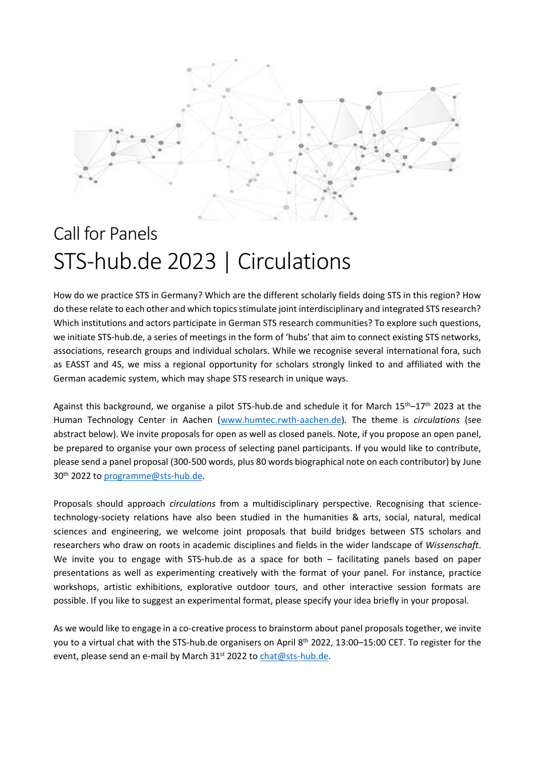# Call for Panels

# STS-hub.de 2023 | Circulations

How do we practice STS in Germany? Which are the different scholarly fields doing STS in this region? How do these relate to each other and which topics stimulate joint interdisciplinary and integrated STS research? Which institutions and actors participate in German STS research communities? To explore such questions, we initiate STS-hub.de, a series of meetings in the form of 'hubs' that aim to connect existing STS networks, associations, research groups and individual scholars. While we recognise several international fora, such as EASST and 4S, we miss a regional opportunity for scholars strongly linked to and affiliated with the German academic system, which may shape STS research in unique ways.

Against this background, we organise a pilot STS-hub.de and schedule it for March 15th–17th 2023 at the Human Technology Center in Aachen (www.humtec.rwth-aachen.de). The theme is *circulations* (see abstract below). We invite proposals for open as well as closed panels. Note, if you propose an open panel, be prepared to organise your own process of selecting panel participants. If you would like to contribute, please send a panel proposal (300-500 words, plus 80 words biographical note on each contributor) by June 30th 2022 to programme@sts-hub.de.

Proposals should approach *circulations* from a multidisciplinary perspective. Recognising that science-technology-society relations have also been studied in the humanities & arts, social, natural, medical sciences and engineering, we welcome joint proposals that build bridges between STS scholars and researchers who draw on roots in academic disciplines and fields in the wider landscape of *Wissenschaft*. We invite you to engage with STS-hub.de as a space for both – facilitating panels based on paper presentations as well as experimenting creatively with the format of your panel. For instance, practice workshops, artistic exhibitions, explorative outdoor tours, and other interactive session formats are possible. If you like to suggest an experimental format, please specify your idea briefly in your proposal.

As we would like to engage in a co-creative process to brainstorm about panel proposals together, we invite you to a virtual chat with the STS-hub.de organisers on April 8th 2022, 13:00–15:00 CET. To register for the event, please send an e-mail by March 31st 2022 to chat@sts-hub.de.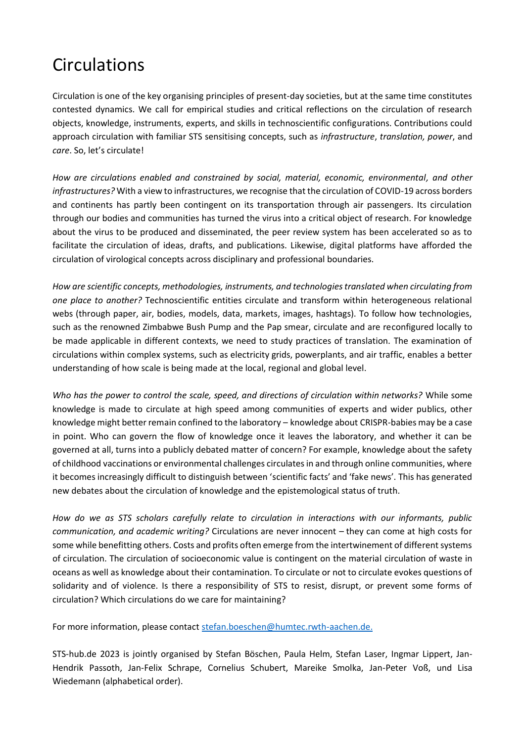# Circulations

Circulation is one of the key organising principles of present-day societies, but at the same time constitutes contested dynamics. We call for empirical studies and critical reflections on the circulation of research objects, knowledge, instruments, experts, and skills in technoscientific configurations. Contributions could approach circulation with familiar STS sensitising concepts, such as *infrastructure*, *translation, power*, and *care*. So, let's circulate!

*How are circulations enabled and constrained by social, material, economic, environmental, and other infrastructures?* With a view to infrastructures, we recognise that the circulation of COVID-19 across borders and continents has partly been contingent on its transportation through air passengers. Its circulation through our bodies and communities has turned the virus into a critical object of research. For knowledge about the virus to be produced and disseminated, the peer review system has been accelerated so as to facilitate the circulation of ideas, drafts, and publications. Likewise, digital platforms have afforded the circulation of virological concepts across disciplinary and professional boundaries.

*How are scientific concepts, methodologies, instruments, and technologies translated when circulating from one place to another?* Technoscientific entities circulate and transform within heterogeneous relational webs (through paper, air, bodies, models, data, markets, images, hashtags). To follow how technologies, such as the renowned Zimbabwe Bush Pump and the Pap smear, circulate and are reconfigured locally to be made applicable in different contexts, we need to study practices of translation. The examination of circulations within complex systems, such as electricity grids, powerplants, and air traffic, enables a better understanding of how scale is being made at the local, regional and global level.

*Who has the power to control the scale, speed, and directions of circulation within networks?* While some knowledge is made to circulate at high speed among communities of experts and wider publics, other knowledge might better remain confined to the laboratory – knowledge about CRISPR-babies may be a case in point. Who can govern the flow of knowledge once it leaves the laboratory, and whether it can be governed at all, turns into a publicly debated matter of concern? For example, knowledge about the safety of childhood vaccinations or environmental challenges circulates in and through online communities, where it becomes increasingly difficult to distinguish between 'scientific facts' and 'fake news'. This has generated new debates about the circulation of knowledge and the epistemological status of truth.

*How do we as STS scholars carefully relate to circulation in interactions with our informants, public communication, and academic writing?* Circulations are never innocent – they can come at high costs for some while benefitting others. Costs and profits often emerge from the intertwinement of different systems of circulation. The circulation of socioeconomic value is contingent on the material circulation of waste in oceans as well as knowledge about their contamination. To circulate or not to circulate evokes questions of solidarity and of violence. Is there a responsibility of STS to resist, disrupt, or prevent some forms of circulation? Which circulations do we care for maintaining?

For more information, please contact stefan.boeschen@humtec.rwth-aachen.de.

STS-hub.de 2023 is jointly organised by Stefan Böschen, Paula Helm, Stefan Laser, Ingmar Lippert, Jan-Hendrik Passoth, Jan-Felix Schrape, Cornelius Schubert, Mareike Smolka, Jan-Peter Voß, und Lisa Wiedemann (alphabetical order).